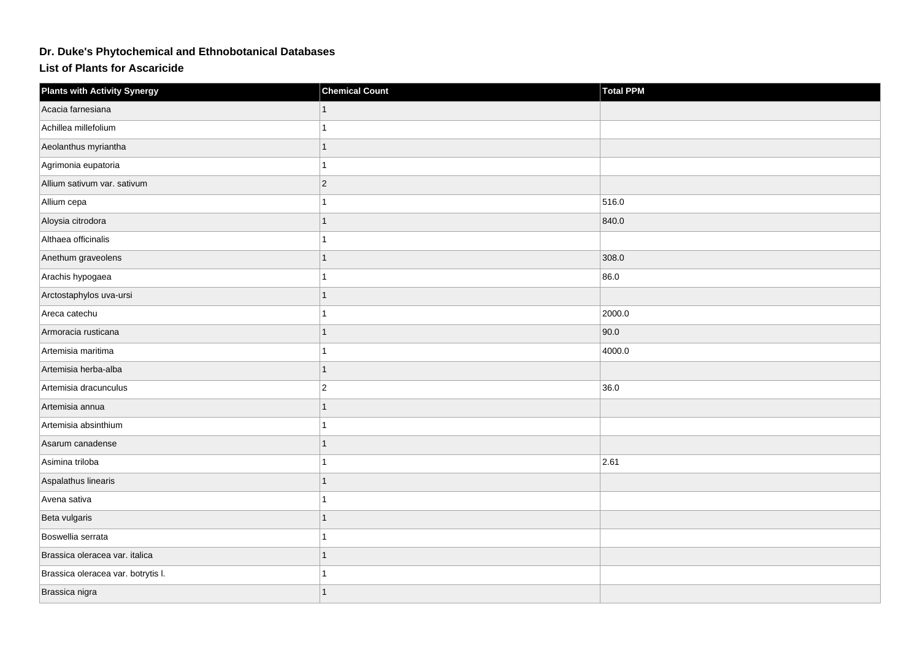# Dr. Duke's Phytochemical and Ethnobotanical Databases

## List of Plants for Ascaricide

| Plants with Activity Synergy | Chemical Count | Total PPM |
|---|---|---|
| Acacia farnesiana | 1 | |
| Achillea millefolium | 1 | |
| Aeolanthus myriantha | 1 | |
| Agrimonia eupatoria | 1 | |
| Allium sativum var. sativum | 2 | |
| Allium cepa | 1 | 516.0 |
| Aloysia citrodora | 1 | 840.0 |
| Althaea officinalis | 1 | |
| Anethum graveolens | 1 | 308.0 |
| Arachis hypogaea | 1 | 86.0 |
| Arctostaphylos uva-ursi | 1 | |
| Areca catechu | 1 | 2000.0 |
| Armoracia rusticana | 1 | 90.0 |
| Artemisia maritima | 1 | 4000.0 |
| Artemisia herba-alba | 1 | |
| Artemisia dracunculus | 2 | 36.0 |
| Artemisia annua | 1 | |
| Artemisia absinthium | 1 | |
| Asarum canadense | 1 | |
| Asimina triloba | 1 | 2.61 |
| Aspalathus linearis | 1 | |
| Avena sativa | 1 | |
| Beta vulgaris | 1 | |
| Boswellia serrata | 1 | |
| Brassica oleracea var. italica | 1 | |
| Brassica oleracea var. botrytis l. | 1 | |
| Brassica nigra | 1 | |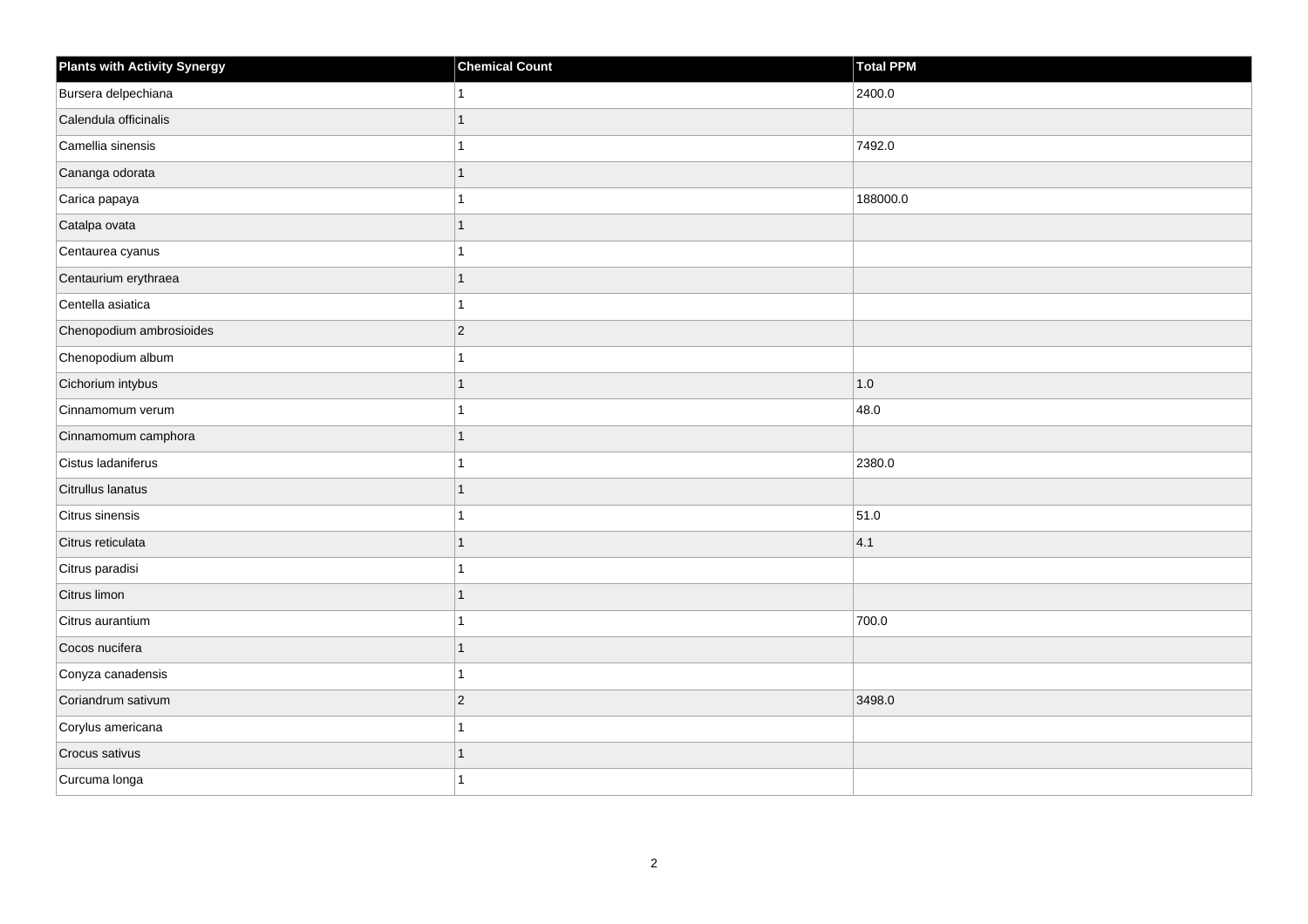| Plants with Activity Synergy | Chemical Count | Total PPM |
| --- | --- | --- |
| Bursera delpechiana | 1 | 2400.0 |
| Calendula officinalis | 1 | |
| Camellia sinensis | 1 | 7492.0 |
| Cananga odorata | 1 | |
| Carica papaya | 1 | 188000.0 |
| Catalpa ovata | 1 | |
| Centaurea cyanus | 1 | |
| Centaurium erythraea | 1 | |
| Centella asiatica | 1 | |
| Chenopodium ambrosioides | 2 | |
| Chenopodium album | 1 | |
| Cichorium intybus | 1 | 1.0 |
| Cinnamomum verum | 1 | 48.0 |
| Cinnamomum camphora | 1 | |
| Cistus ladaniferus | 1 | 2380.0 |
| Citrullus lanatus | 1 | |
| Citrus sinensis | 1 | 51.0 |
| Citrus reticulata | 1 | 4.1 |
| Citrus paradisi | 1 | |
| Citrus limon | 1 | |
| Citrus aurantium | 1 | 700.0 |
| Cocos nucifera | 1 | |
| Conyza canadensis | 1 | |
| Coriandrum sativum | 2 | 3498.0 |
| Corylus americana | 1 | |
| Crocus sativus | 1 | |
| Curcuma longa | 1 | |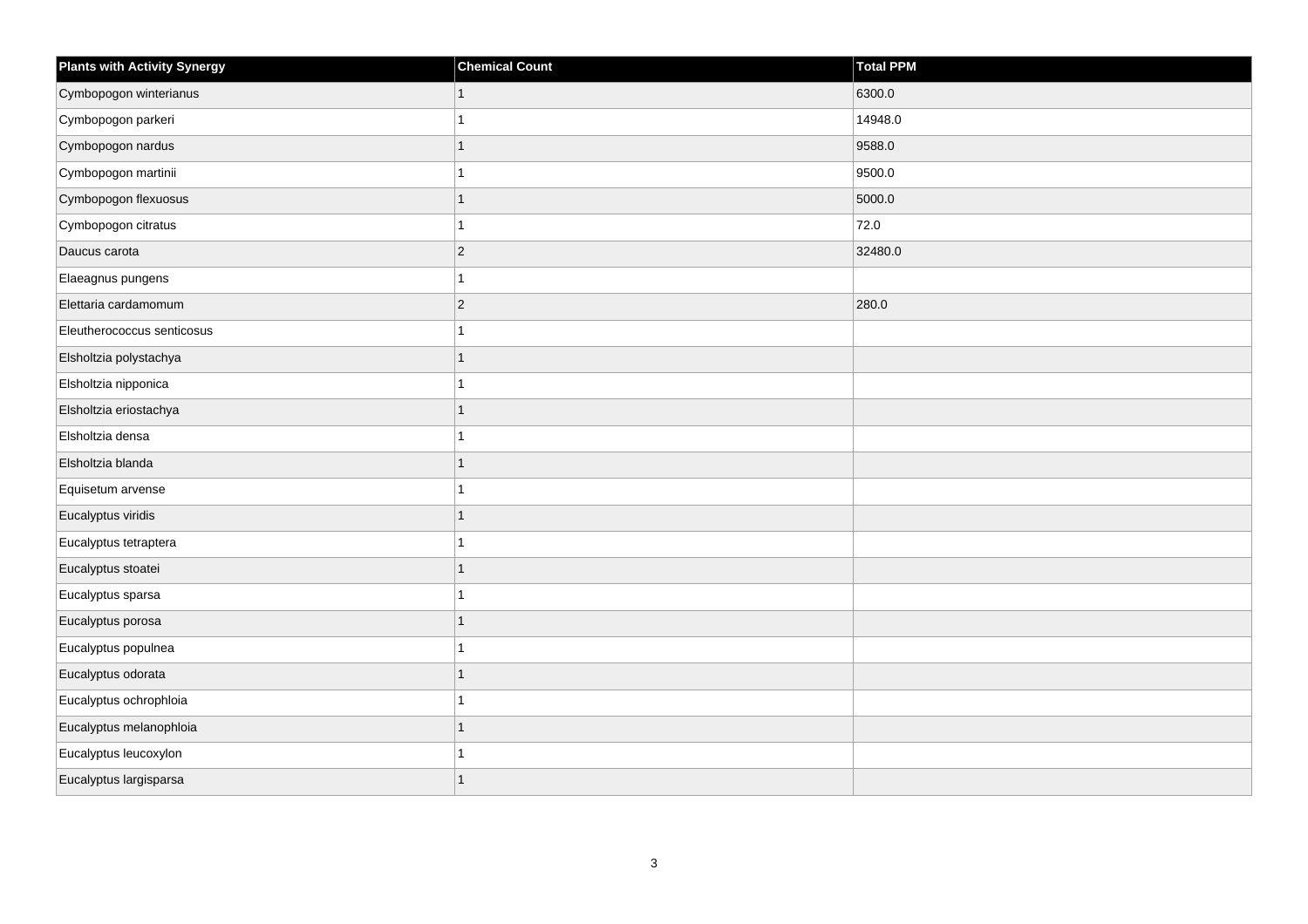| Plants with Activity Synergy | Chemical Count | Total PPM |
| --- | --- | --- |
| Cymbopogon winterianus | 1 | 6300.0 |
| Cymbopogon parkeri | 1 | 14948.0 |
| Cymbopogon nardus | 1 | 9588.0 |
| Cymbopogon martinii | 1 | 9500.0 |
| Cymbopogon flexuosus | 1 | 5000.0 |
| Cymbopogon citratus | 1 | 72.0 |
| Daucus carota | 2 | 32480.0 |
| Elaeagnus pungens | 1 | |
| Elettaria cardamomum | 2 | 280.0 |
| Eleutherococcus senticosus | 1 | |
| Elsholtzia polystachya | 1 | |
| Elsholtzia nipponica | 1 | |
| Elsholtzia eriostachya | 1 | |
| Elsholtzia densa | 1 | |
| Elsholtzia blanda | 1 | |
| Equisetum arvense | 1 | |
| Eucalyptus viridis | 1 | |
| Eucalyptus tetraptera | 1 | |
| Eucalyptus stoatei | 1 | |
| Eucalyptus sparsa | 1 | |
| Eucalyptus porosa | 1 | |
| Eucalyptus populnea | 1 | |
| Eucalyptus odorata | 1 | |
| Eucalyptus ochrophloia | 1 | |
| Eucalyptus melanophloia | 1 | |
| Eucalyptus leucoxylon | 1 | |
| Eucalyptus largisparsa | 1 | |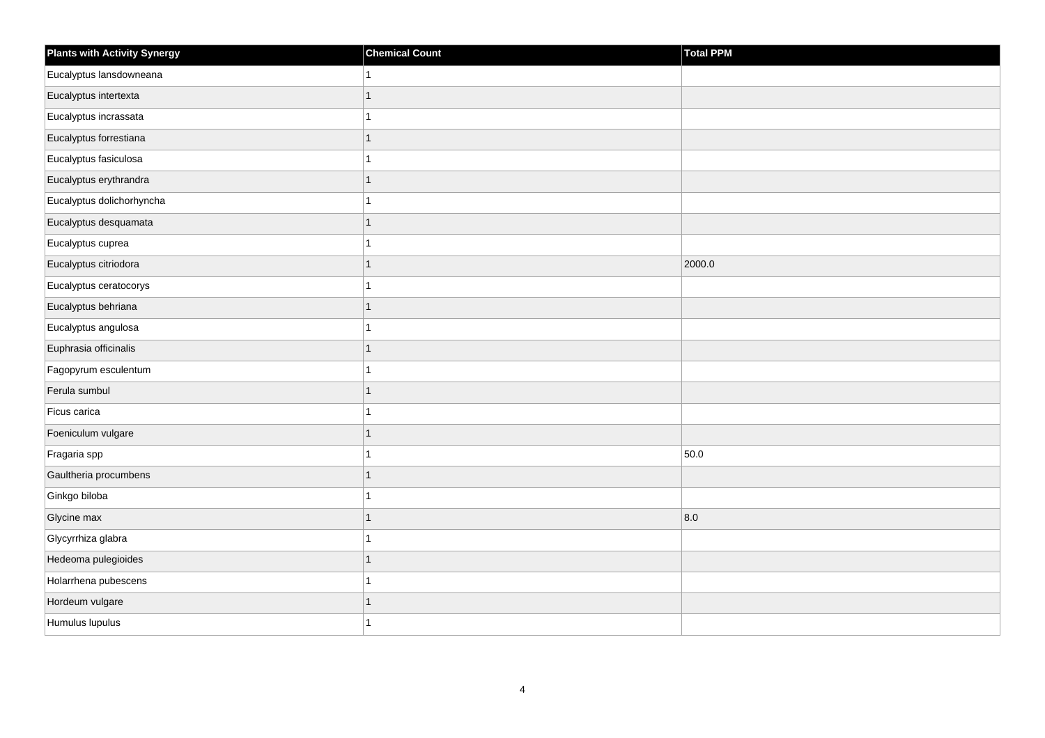| Plants with Activity Synergy | Chemical Count | Total PPM |
| --- | --- | --- |
| Eucalyptus lansdowneana | 1 | |
| Eucalyptus intertexta | 1 | |
| Eucalyptus incrassata | 1 | |
| Eucalyptus forrestiana | 1 | |
| Eucalyptus fasiculosa | 1 | |
| Eucalyptus erythrandra | 1 | |
| Eucalyptus dolichorhyncha | 1 | |
| Eucalyptus desquamata | 1 | |
| Eucalyptus cuprea | 1 | |
| Eucalyptus citriodora | 1 | 2000.0 |
| Eucalyptus ceratocorys | 1 | |
| Eucalyptus behriana | 1 | |
| Eucalyptus angulosa | 1 | |
| Euphrasia officinalis | 1 | |
| Fagopyrum esculentum | 1 | |
| Ferula sumbul | 1 | |
| Ficus carica | 1 | |
| Foeniculum vulgare | 1 | |
| Fragaria spp | 1 | 50.0 |
| Gaultheria procumbens | 1 | |
| Ginkgo biloba | 1 | |
| Glycine max | 1 | 8.0 |
| Glycyrrhiza glabra | 1 | |
| Hedeoma pulegioides | 1 | |
| Holarrhena pubescens | 1 | |
| Hordeum vulgare | 1 | |
| Humulus lupulus | 1 | |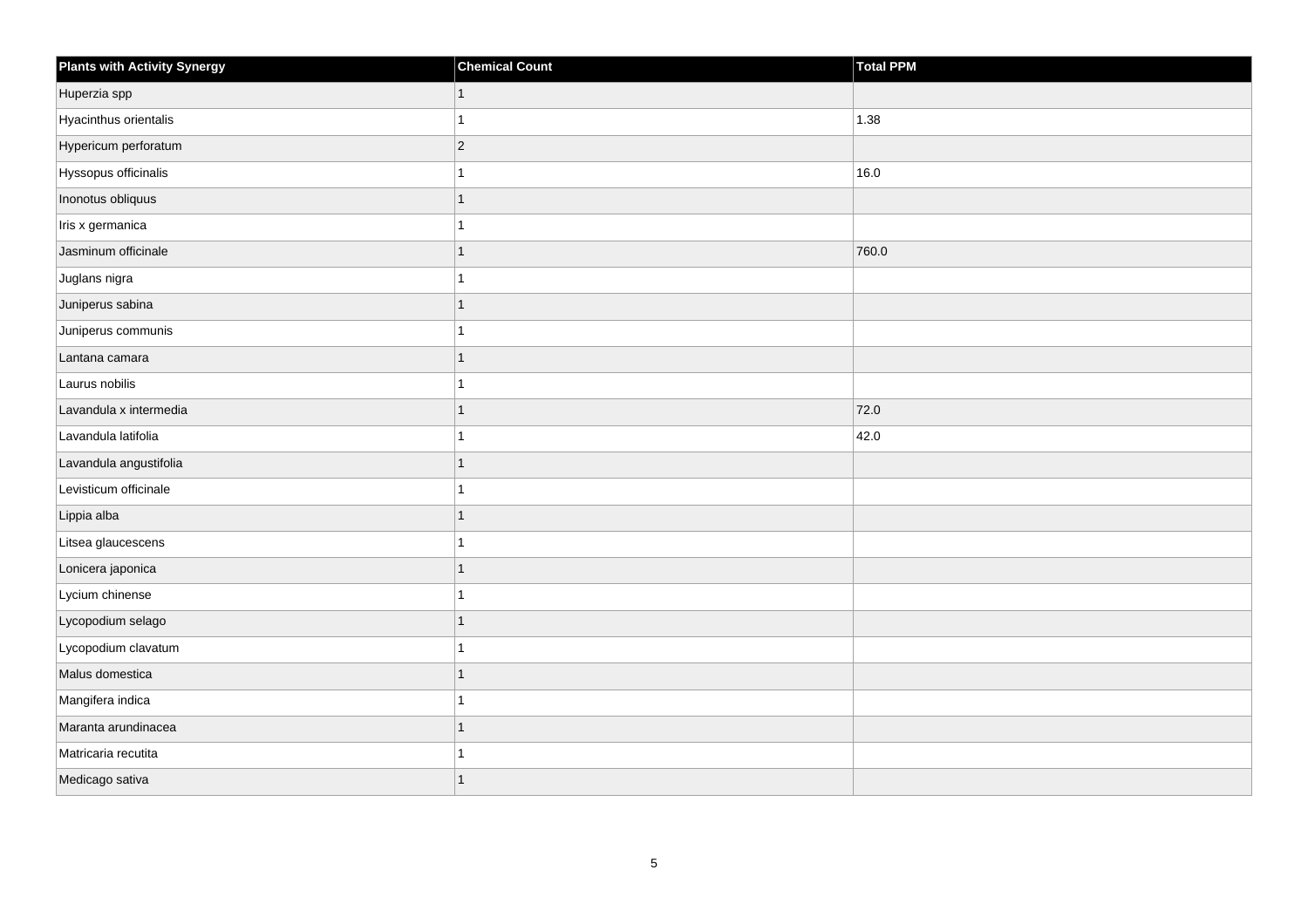| Plants with Activity Synergy | Chemical Count | Total PPM |
| --- | --- | --- |
| Huperzia spp | 1 | |
| Hyacinthus orientalis | 1 | 1.38 |
| Hypericum perforatum | 2 | |
| Hyssopus officinalis | 1 | 16.0 |
| Inonotus obliquus | 1 | |
| Iris x germanica | 1 | |
| Jasminum officinale | 1 | 760.0 |
| Juglans nigra | 1 | |
| Juniperus sabina | 1 | |
| Juniperus communis | 1 | |
| Lantana camara | 1 | |
| Laurus nobilis | 1 | |
| Lavandula x intermedia | 1 | 72.0 |
| Lavandula latifolia | 1 | 42.0 |
| Lavandula angustifolia | 1 | |
| Levisticum officinale | 1 | |
| Lippia alba | 1 | |
| Litsea glaucescens | 1 | |
| Lonicera japonica | 1 | |
| Lycium chinense | 1 | |
| Lycopodium selago | 1 | |
| Lycopodium clavatum | 1 | |
| Malus domestica | 1 | |
| Mangifera indica | 1 | |
| Maranta arundinacea | 1 | |
| Matricaria recutita | 1 | |
| Medicago sativa | 1 | |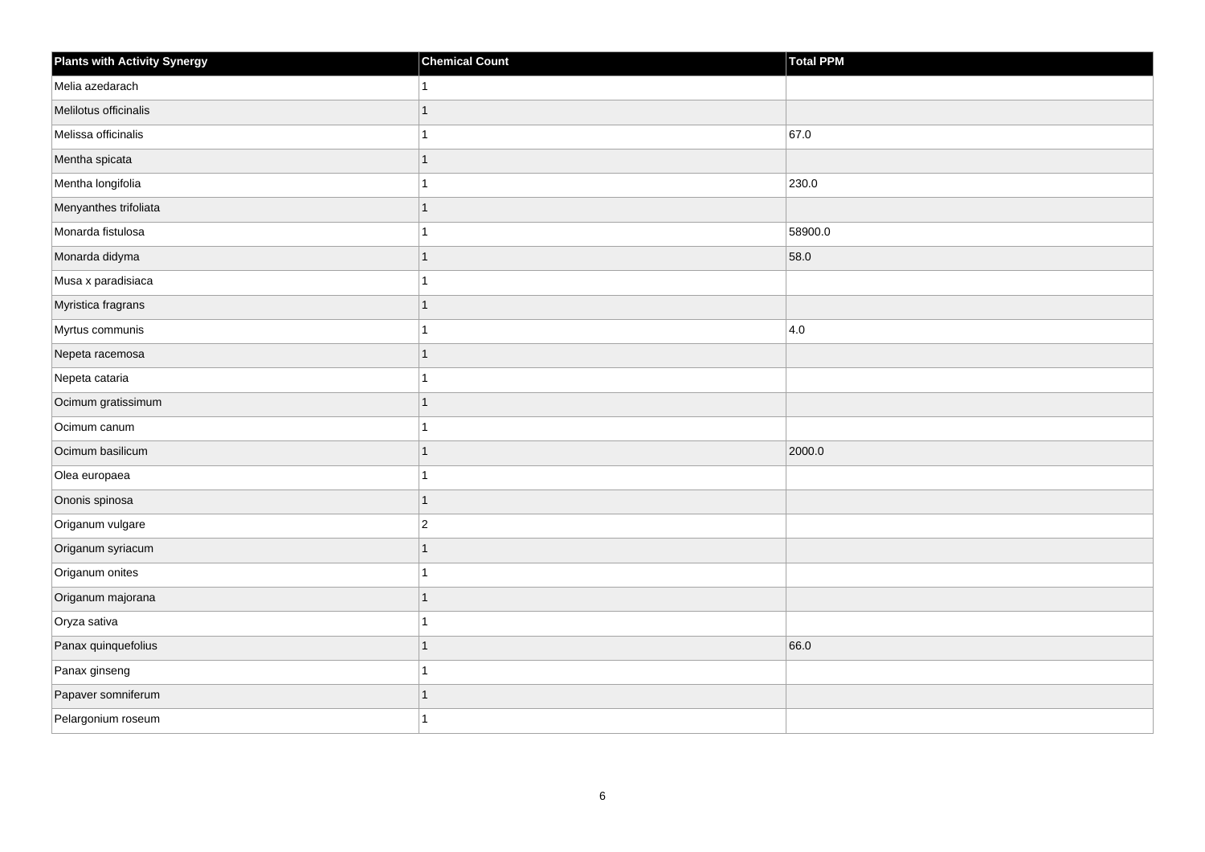| Plants with Activity Synergy | Chemical Count | Total PPM |
| --- | --- | --- |
| Melia azedarach | 1 | |
| Melilotus officinalis | 1 | |
| Melissa officinalis | 1 | 67.0 |
| Mentha spicata | 1 | |
| Mentha longifolia | 1 | 230.0 |
| Menyanthes trifoliata | 1 | |
| Monarda fistulosa | 1 | 58900.0 |
| Monarda didyma | 1 | 58.0 |
| Musa x paradisiaca | 1 | |
| Myristica fragrans | 1 | |
| Myrtus communis | 1 | 4.0 |
| Nepeta racemosa | 1 | |
| Nepeta cataria | 1 | |
| Ocimum gratissimum | 1 | |
| Ocimum canum | 1 | |
| Ocimum basilicum | 1 | 2000.0 |
| Olea europaea | 1 | |
| Ononis spinosa | 1 | |
| Origanum vulgare | 2 | |
| Origanum syriacum | 1 | |
| Origanum onites | 1 | |
| Origanum majorana | 1 | |
| Oryza sativa | 1 | |
| Panax quinquefolius | 1 | 66.0 |
| Panax ginseng | 1 | |
| Papaver somniferum | 1 | |
| Pelargonium roseum | 1 | |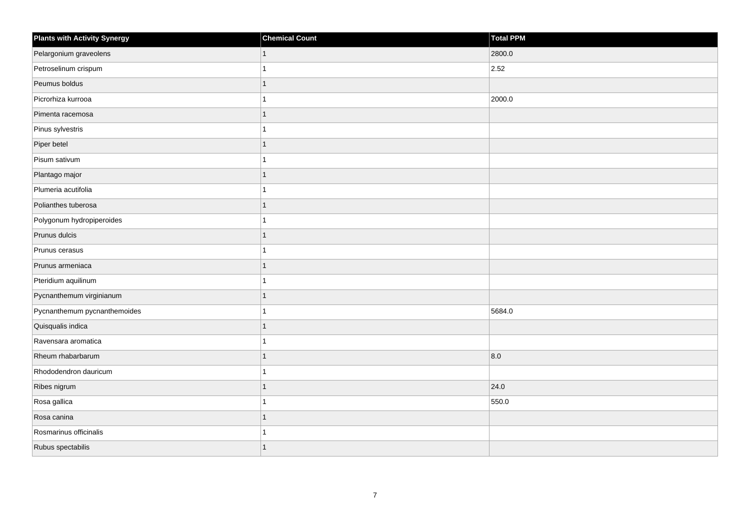| Plants with Activity Synergy | Chemical Count | Total PPM |
| --- | --- | --- |
| Pelargonium graveolens | 1 | 2800.0 |
| Petroselinum crispum | 1 | 2.52 |
| Peumus boldus | 1 | |
| Picrorhiza kurrooa | 1 | 2000.0 |
| Pimenta racemosa | 1 | |
| Pinus sylvestris | 1 | |
| Piper betel | 1 | |
| Pisum sativum | 1 | |
| Plantago major | 1 | |
| Plumeria acutifolia | 1 | |
| Polianthes tuberosa | 1 | |
| Polygonum hydropiperoides | 1 | |
| Prunus dulcis | 1 | |
| Prunus cerasus | 1 | |
| Prunus armeniaca | 1 | |
| Pteridium aquilinum | 1 | |
| Pycnanthemum virginianum | 1 | |
| Pycnanthemum pycnanthemoides | 1 | 5684.0 |
| Quisqualis indica | 1 | |
| Ravensara aromatica | 1 | |
| Rheum rhabarbarum | 1 | 8.0 |
| Rhododendron dauricum | 1 | |
| Ribes nigrum | 1 | 24.0 |
| Rosa gallica | 1 | 550.0 |
| Rosa canina | 1 | |
| Rosmarinus officinalis | 1 | |
| Rubus spectabilis | 1 | |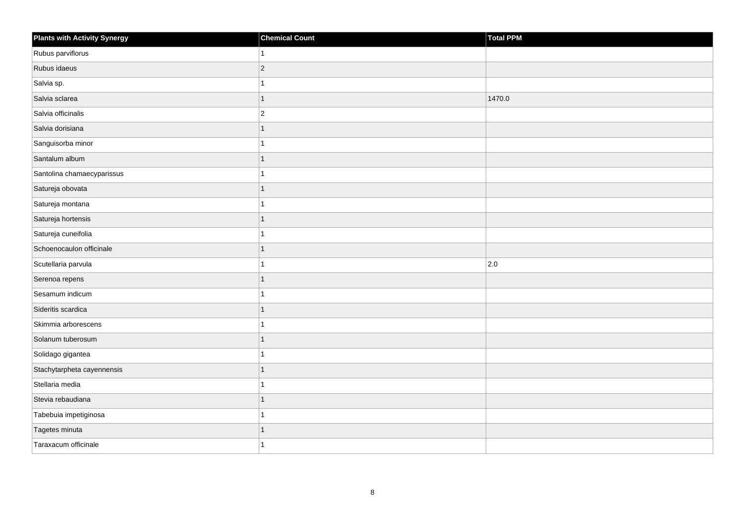| Plants with Activity Synergy | Chemical Count | Total PPM |
|---|---|---|
| Rubus parviflorus | 1 | |
| Rubus idaeus | 2 | |
| Salvia sp. | 1 | |
| Salvia sclarea | 1 | 1470.0 |
| Salvia officinalis | 2 | |
| Salvia dorisiana | 1 | |
| Sanguisorba minor | 1 | |
| Santalum album | 1 | |
| Santolina chamaecyparissus | 1 | |
| Satureja obovata | 1 | |
| Satureja montana | 1 | |
| Satureja hortensis | 1 | |
| Satureja cuneifolia | 1 | |
| Schoenocaulon officinale | 1 | |
| Scutellaria parvula | 1 | 2.0 |
| Serenoa repens | 1 | |
| Sesamum indicum | 1 | |
| Sideritis scardica | 1 | |
| Skimmia arborescens | 1 | |
| Solanum tuberosum | 1 | |
| Solidago gigantea | 1 | |
| Stachytarpheta cayennensis | 1 | |
| Stellaria media | 1 | |
| Stevia rebaudiana | 1 | |
| Tabebuia impetiginosa | 1 | |
| Tagetes minuta | 1 | |
| Taraxacum officinale | 1 | |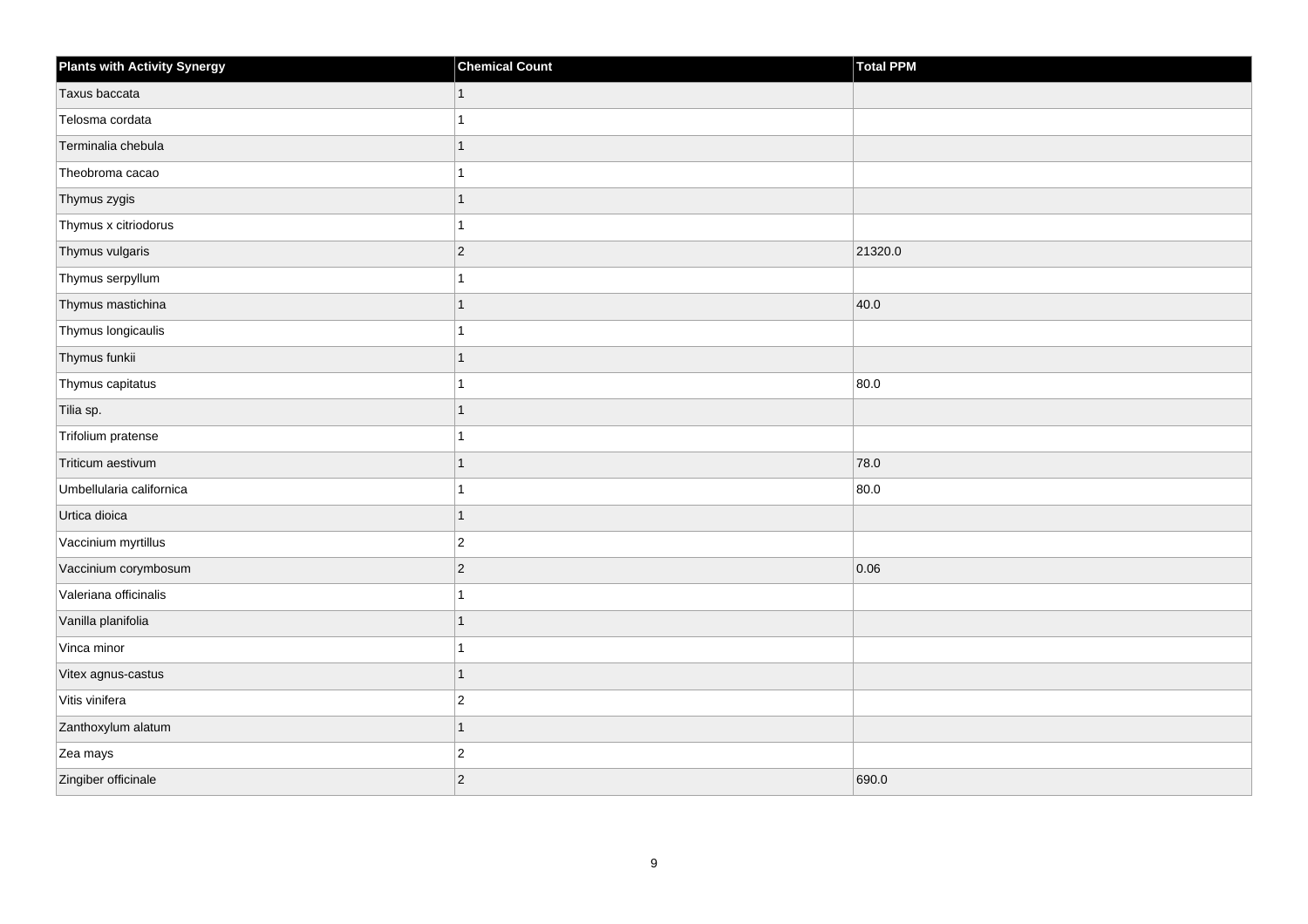| Plants with Activity Synergy | Chemical Count | Total PPM |
| --- | --- | --- |
| Taxus baccata | 1 | |
| Telosma cordata | 1 | |
| Terminalia chebula | 1 | |
| Theobroma cacao | 1 | |
| Thymus zygis | 1 | |
| Thymus x citriodorus | 1 | |
| Thymus vulgaris | 2 | 21320.0 |
| Thymus serpyllum | 1 | |
| Thymus mastichina | 1 | 40.0 |
| Thymus longicaulis | 1 | |
| Thymus funkii | 1 | |
| Thymus capitatus | 1 | 80.0 |
| Tilia sp. | 1 | |
| Trifolium pratense | 1 | |
| Triticum aestivum | 1 | 78.0 |
| Umbellularia californica | 1 | 80.0 |
| Urtica dioica | 1 | |
| Vaccinium myrtillus | 2 | |
| Vaccinium corymbosum | 2 | 0.06 |
| Valeriana officinalis | 1 | |
| Vanilla planifolia | 1 | |
| Vinca minor | 1 | |
| Vitex agnus-castus | 1 | |
| Vitis vinifera | 2 | |
| Zanthoxylum alatum | 1 | |
| Zea mays | 2 | |
| Zingiber officinale | 2 | 690.0 |